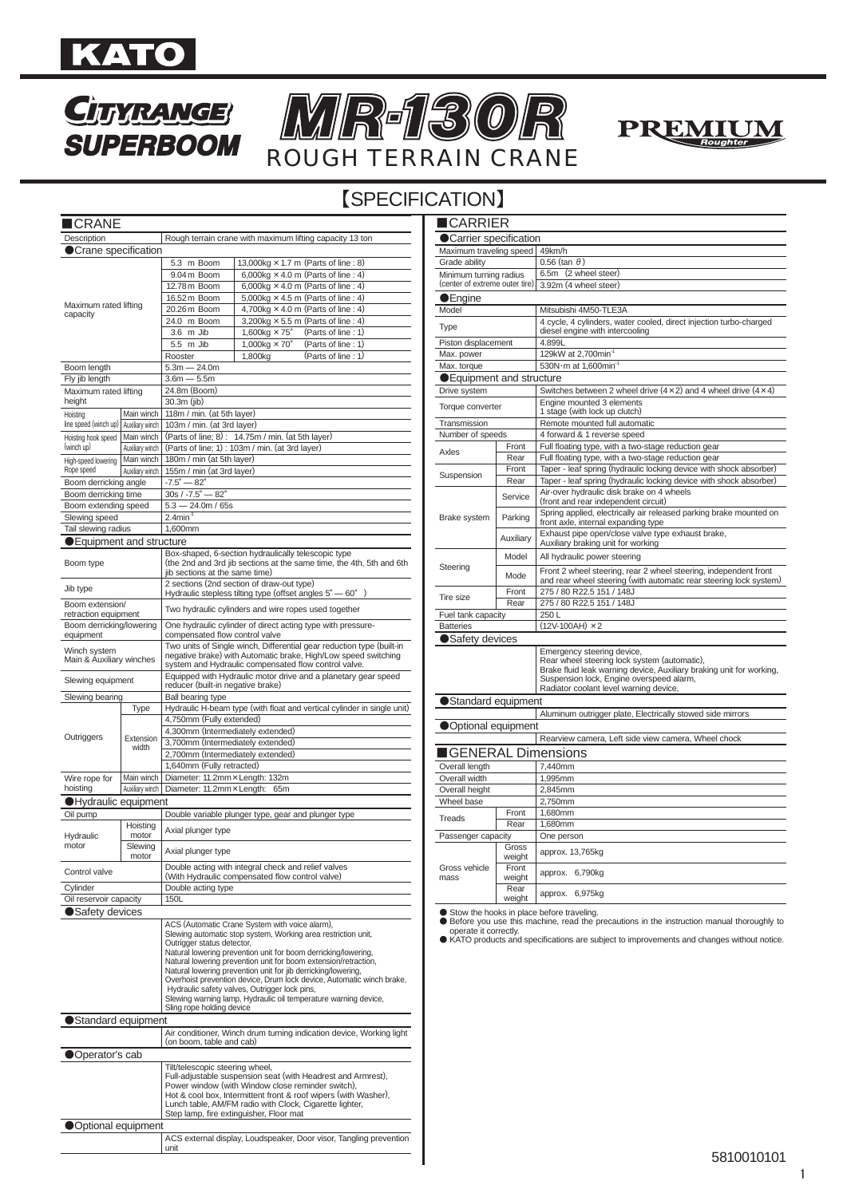# KATO

## CITYRANGE SUPERBOOM MR-130R ROUGH TERRAIN CRANE

PREMIUM Roughter

## 【SPECIFICATION】

### ■CRANE

| Description | | Rough terrain crane with maximum lifting capacity 13 ton | |
|---|---|---|---|
| ●Crane specification | | | |
| Maximum rated lifting capacity | | 5.3 m Boom | 13,000kg × 1.7 m (Parts of line : 8) |
| | | 9.04 m Boom | 6,000kg × 4.0 m (Parts of line : 4) |
| | | 12.78 m Boom | 6,000kg × 4.0 m (Parts of line : 4) |
| | | 16.52 m Boom | 5,000kg × 4.5 m (Parts of line : 4) |
| | | 20.26 m Boom | 4,700kg × 4.0 m (Parts of line : 4) |
| | | 24.0 m Boom | 3,200kg × 5.5 m (Parts of line : 4) |
| | | 3.6 m Jib | 1,600kg × 75° (Parts of line : 1) |
| | | 5.5 m Jib | 1,000kg × 70° (Parts of line : 1) |
| | | Rooster | 1,800kg (Parts of line : 1) |
| Boom length | | 5.3m — 24.0m | |
| Fly jib length | | 3.6m — 5.5m | |
| Maximum rated lifting height | | 24.8m (Boom) | |
| | | 30.3m (jib) | |
| Hoisting line speed (winch up) | Main winch | 118m / min. (at 5th layer) | |
| | Auxiliary winch | 103m / min. (at 3rd layer) | |
| Hoisting hook speed (winch up) | Main winch | (Parts of line; 8) : 14.75m / min. (at 5th layer) | |
| | Auxiliary winch | (Parts of line; 1) : 103m / min. (at 3rd layer) | |
| High-speed lowering Rope speed | Main winch | 180m / min (at 5th layer) | |
| | Auxiliary winch | 155m / min (at 3rd layer) | |
| Boom derricking angle | | -7.5° — 82° | |
| Boom derricking time | | 30s / -7.5° — 82° | |
| Boom extending speed | | 5.3 — 24.0m / 65s | |
| Slewing speed | | 2.4min$^{-1}$ | |
| Tail slewing radius | | 1,600mm | |
| ●Equipment and structure | | | |
| Boom type | | Box-shaped, 6-section hydraulically telescopic type (the 2nd and 3rd jib sections at the same time, the 4th, 5th and 6th jib sections at the same time) | |
| Jib type | | 2 sections (2nd section of draw-out type) Hydraulic stepless tilting type (offset angles 5° — 60° ) | |
| Boom extension/ retraction equipment | | Two hydraulic cylinders and wire ropes used together | |
| Boom derricking/lowering equipment | | One hydraulic cylinder of direct acting type with pressure-compensated flow control valve | |
| Winch system Main & Auxiliary winches | | Two units of Single winch, Differential gear reduction type (built-in negative brake) with Automatic brake, High/Low speed switching system and Hydraulic compensated flow control valve. | |
| Slewing equipment | | Equipped with Hydraulic motor drive and a planetary gear speed reducer (built-in negative brake) | |
| Slewing bearing | | Ball bearing type | |
| Outriggers | Type | Hydraulic H-beam type (with float and vertical cylinder in single unit) | |
| | Extension width | 4,750mm (Fully extended) | |
| | | 4,300mm (Intermediately extended) | |
| | | 3,700mm (Intermediately extended) | |
| | | 2,700mm (Intermediately extended) | |
| | | 1,640mm (Fully retracted) | |
| Wire rope for hoisting | Main winch | Diameter: 11.2mm × Length: 132m | |
| | Auxiliary winch | Diameter: 11.2mm × Length: 65m | |
| ●Hydraulic equipment | | | |
| Oil pump | | Double variable plunger type, gear and plunger type | |
| Hydraulic motor | Hoisting motor | Axial plunger type | |
| | Slewing motor | Axial plunger type | |
| Control valve | | Double acting with integral check and relief valves (With Hydraulic compensated flow control valve) | |
| Cylinder | | Double acting type | |
| Oil reservoir capacity | | 150L | |
| ●Safety devices | | | |
| | | ACS (Automatic Crane System with voice alarm), Slewing automatic stop system, Working area restriction unit, Outrigger status detector, Natural lowering prevention unit for boom derricking/lowering, Natural lowering prevention unit for boom extension/retraction, Natural lowering prevention unit for jib derricking/lowering, Overhoist prevention device, Drum lock device, Automatic winch brake, Hydraulic safety valves, Outrigger lock pins, Slewing warning lamp, Hydraulic oil temperature warning device, Sling rope holding device | |
| ●Standard equipment | | | |
| | | Air conditioner, Winch drum turning indication device, Working light (on boom, table and cab) | |
| ●Operator's cab | | | |
| | | Tilt/telescopic steering wheel, Full-adjustable suspension seat (with Headrest and Armrest), Power window (with Window close reminder switch), Hot & cool box, Intermittent front & roof wipers (with Washer), Lunch table, AM/FM radio with Clock, Cigarette lighter, Step lamp, fire extinguisher, Floor mat | |
| ●Optional equipment | | | |
| | | ACS external display, Loudspeaker, Door visor, Tangling prevention unit | |

### ■CARRIER

| ●Carrier specification | | |
|---|---|---|
| Maximum traveling speed | | 49km/h |
| Grade ability | | 0.56 (tan θ) |
| Minimum turning radius (center of extreme outer tire) | | 6.5m (2 wheel steer) |
| | | 3.92m (4 wheel steer) |
| ●Engine | | |
| Model | | Mitsubishi 4M50-TLE3A |
| Type | | 4 cycle, 4 cylinders, water cooled, direct injection turbo-charged diesel engine with intercooling |
| Piston displacement | | 4.899L |
| Max. power | | 129kW at 2,700min$^{-1}$ |
| Max. torque | | 530N·m at 1,600min$^{-1}$ |
| ●Equipment and structure | | |
| Drive system | | Switches between 2 wheel drive (4 × 2) and 4 wheel drive (4 × 4) |
| Torque converter | | Engine mounted 3 elements 1 stage (with lock up clutch) |
| Transmission | | Remote mounted full automatic |
| Number of speeds | | 4 forward & 1 reverse speed |
| Axles | Front | Full floating type, with a two-stage reduction gear |
| | Rear | Full floating type, with a two-stage reduction gear |
| Suspension | Front | Taper - leaf spring (hydraulic locking device with shock absorber) |
| | Rear | Taper - leaf spring (hydraulic locking device with shock absorber) |
| Brake system | Service | Air-over hydraulic disk brake on 4 wheels (front and rear independent circuit) |
| | Parking | Spring applied, electrically air released parking brake mounted on front axle, internal expanding type |
| | Auxiliary | Exhaust pipe open/close valve type exhaust brake, Auxiliary braking unit for working |
| Steering | Model | All hydraulic power steering |
| | Mode | Front 2 wheel steering, rear 2 wheel steering, independent front and rear wheel steering (with automatic rear steering lock system) |
| Tire size | Front | 275 / 80 R22.5 151 / 148J |
| | Rear | 275 / 80 R22.5 151 / 148J |
| Fuel tank capacity | | 250 L |
| Batteries | | (12V-100AH) × 2 |
| ●Safety devices | | |
| | | Emergency steering device, Rear wheel steering lock system (automatic), Brake fluid leak warning device, Auxiliary braking unit for working, Suspension lock, Engine overspeed alarm, Radiator coolant level warning device, |
| ●Standard equipment | | |
| | | Aluminum outrigger plate, Electrically stowed side mirrors |
| ●Optional equipment | | |
| | | Rearview camera, Left side view camera, Wheel chock |

### ■GENERAL Dimensions

| Overall length | | 7,440mm |
|---|---|---|
| Overall width | | 1,995mm |
| Overall height | | 2,845mm |
| Wheel base | | 2,750mm |
| Treads | Front | 1,680mm |
| | Rear | 1,680mm |
| Passenger capacity | | One person |
| Gross vehicle mass | Gross weight | approx. 13,765kg |
| | Front weight | approx. 6,790kg |
| | Rear weight | approx. 6,975kg |

- ● Stow the hooks in place before traveling.
- ● Before you use this machine, read the precautions in the instruction manual thoroughly to operate it correctly.
- ● KATO products and specifications are subject to improvements and changes without notice.

5810010101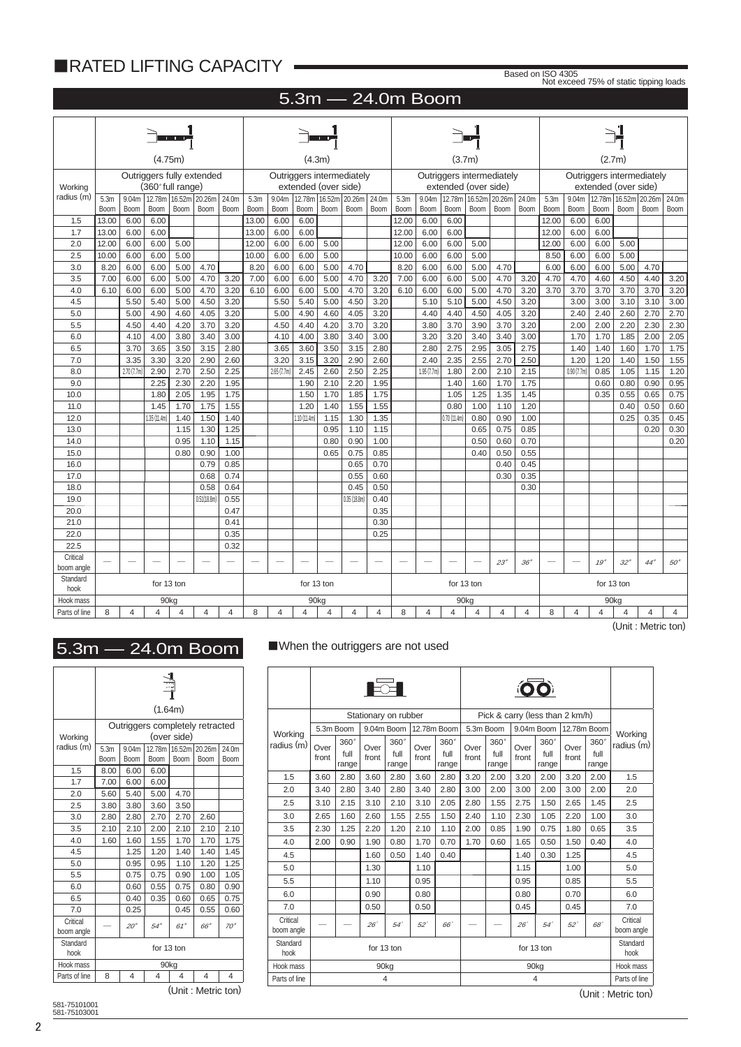# ■RATED LIFTING CAPACITY

Based on ISO 4305
Not exceed 75% of static tipping loads

## 5.3m — 24.0m Boom

| Working radius (m) | (4.75m) Outriggers fully extended (360° full range) | | | | | | (4.3m) Outriggers intermediately extended (over side) | | | | | | (3.7m) Outriggers intermediately extended (over side) | | | | | | (2.7m) Outriggers intermediately extended (over side) | | | | | |
|---|---|---|---|---|---|---|---|---|---|---|---|---|---|---|---|---|---|---|---|---|---|---|---|---|
| | 5.3m Boom | 9.04m Boom | 12.78m Boom | 16.52m Boom | 20.26m Boom | 24.0m Boom | 5.3m Boom | 9.04m Boom | 12.78m Boom | 16.52m Boom | 20.26m Boom | 24.0m Boom | 5.3m Boom | 9.04m Boom | 12.78m Boom | 16.52m Boom | 20.26m Boom | 24.0m Boom | 5.3m Boom | 9.04m Boom | 12.78m Boom | 16.52m Boom | 20.26m Boom | 24.0m Boom |
| 1.5 | 13.00 | 6.00 | 6.00 | | | | 13.00 | 6.00 | 6.00 | | | | 12.00 | 6.00 | 6.00 | | | | 12.00 | 6.00 | 6.00 | | | |
| 1.7 | 13.00 | 6.00 | 6.00 | | | | 13.00 | 6.00 | 6.00 | | | | 12.00 | 6.00 | 6.00 | | | | 12.00 | 6.00 | 6.00 | | | |
| 2.0 | 12.00 | 6.00 | 6.00 | 5.00 | | | 12.00 | 6.00 | 6.00 | 5.00 | | | 12.00 | 6.00 | 6.00 | 5.00 | | | 12.00 | 6.00 | 6.00 | 5.00 | | |
| 2.5 | 10.00 | 6.00 | 6.00 | 5.00 | | | 10.00 | 6.00 | 6.00 | 5.00 | | | 10.00 | 6.00 | 6.00 | 5.00 | | | 8.50 | 6.00 | 6.00 | 5.00 | | |
| 3.0 | 8.20 | 6.00 | 6.00 | 5.00 | 4.70 | | 8.20 | 6.00 | 6.00 | 5.00 | 4.70 | | 8.20 | 6.00 | 6.00 | 5.00 | 4.70 | | 6.00 | 6.00 | 6.00 | 5.00 | 4.70 | |
| 3.5 | 7.00 | 6.00 | 6.00 | 5.00 | 4.70 | 3.20 | 7.00 | 6.00 | 6.00 | 5.00 | 4.70 | 3.20 | 7.00 | 6.00 | 6.00 | 5.00 | 4.70 | 3.20 | 4.70 | 4.70 | 4.60 | 4.50 | 4.40 | 3.20 |
| 4.0 | 6.10 | 6.00 | 6.00 | 5.00 | 4.70 | 3.20 | 6.10 | 6.00 | 6.00 | 5.00 | 4.70 | 3.20 | 6.10 | 6.00 | 6.00 | 5.00 | 4.70 | 3.20 | 3.70 | 3.70 | 3.70 | 3.70 | 3.70 | 3.20 |
| 4.5 | | 5.50 | 5.40 | 5.00 | 4.50 | 3.20 | | 5.50 | 5.40 | 5.00 | 4.50 | 3.20 | | 5.10 | 5.10 | 5.00 | 4.50 | 3.20 | | 3.00 | 3.00 | 3.10 | 3.10 | 3.00 |
| 5.0 | | 5.00 | 4.90 | 4.60 | 4.05 | 3.20 | | 5.00 | 4.90 | 4.60 | 4.05 | 3.20 | | 4.40 | 4.40 | 4.50 | 4.05 | 3.20 | | 2.40 | 2.40 | 2.60 | 2.70 | 2.70 |
| 5.5 | | 4.50 | 4.40 | 4.20 | 3.70 | 3.20 | | 4.50 | 4.40 | 4.20 | 3.70 | 3.20 | | 3.80 | 3.70 | 3.90 | 3.70 | 3.20 | | 2.00 | 2.00 | 2.20 | 2.30 | 2.30 |
| 6.0 | | 4.10 | 4.00 | 3.80 | 3.40 | 3.00 | | 4.10 | 4.00 | 3.80 | 3.40 | 3.00 | | 3.20 | 3.20 | 3.40 | 3.40 | 3.00 | | 1.70 | 1.70 | 1.85 | 2.00 | 2.05 |
| 6.5 | | 3.70 | 3.65 | 3.50 | 3.15 | 2.80 | | 3.65 | 3.60 | 3.50 | 3.15 | 2.80 | | 2.80 | 2.75 | 2.95 | 3.05 | 2.75 | | 1.40 | 1.40 | 1.60 | 1.70 | 1.75 |
| 7.0 | | 3.35 | 3.30 | 3.20 | 2.90 | 2.60 | | 3.20 | 3.15 | 3.20 | 2.90 | 2.60 | | 2.40 | 2.35 | 2.55 | 2.70 | 2.50 | | 1.20 | 1.20 | 1.40 | 1.50 | 1.55 |
| 8.0 | | 2.70 (7.7m) | 2.90 | 2.70 | 2.50 | 2.25 | | 2.65 (7.7m) | 2.45 | 2.60 | 2.50 | 2.25 | | 1.95 (7.7m) | 1.80 | 2.00 | 2.10 | 2.15 | | 0.90 (7.7m) | 0.85 | 1.05 | 1.15 | 1.20 |
| 9.0 | | | 2.25 | 2.30 | 2.20 | 1.95 | | | 1.90 | 2.10 | 2.20 | 1.95 | | | 1.40 | 1.60 | 1.70 | 1.75 | | | 0.60 | 0.80 | 0.90 | 0.95 |
| 10.0 | | | 1.80 | 2.05 | 1.95 | 1.75 | | | 1.50 | 1.70 | 1.85 | 1.75 | | | 1.05 | 1.25 | 1.35 | 1.45 | | | 0.35 | 0.55 | 0.65 | 0.75 |
| 11.0 | | | 1.45 | 1.70 | 1.75 | 1.55 | | | 1.20 | 1.40 | 1.55 | 1.55 | | | 0.80 | 1.00 | 1.10 | 1.20 | | | | 0.40 | 0.50 | 0.60 |
| 12.0 | | | 1.35 (11.4m) | 1.40 | 1.50 | 1.40 | | | 1.10 (11.4m) | 1.15 | 1.30 | 1.35 | | | 0.70 (11.4m) | 0.80 | 0.90 | 1.00 | | | | 0.25 | 0.35 | 0.45 |
| 13.0 | | | | 1.15 | 1.30 | 1.25 | | | | 0.95 | 1.10 | 1.15 | | | | 0.65 | 0.75 | 0.85 | | | | | 0.20 | 0.30 |
| 14.0 | | | | 0.95 | 1.10 | 1.15 | | | | 0.80 | 0.90 | 1.00 | | | | 0.50 | 0.60 | 0.70 | | | | | | 0.20 |
| 15.0 | | | | 0.80 | 0.90 | 1.00 | | | | 0.65 | 0.75 | 0.85 | | | | 0.40 | 0.50 | 0.55 | | | | | | |
| 16.0 | | | | | 0.79 | 0.85 | | | | | 0.65 | 0.70 | | | | | 0.40 | 0.45 | | | | | | |
| 17.0 | | | | | 0.68 | 0.74 | | | | | 0.55 | 0.60 | | | | | 0.30 | 0.35 | | | | | | |
| 18.0 | | | | | 0.58 | 0.64 | | | | | 0.45 | 0.50 | | | | | | 0.30 | | | | | | |
| 19.0 | | | | | 0.51 (18.8m) | 0.55 | | | | | 0.35 (18.8m) | 0.40 | | | | | | | | | | | | |
| 20.0 | | | | | | 0.47 | | | | | | 0.35 | | | | | | | | | | | | |
| 21.0 | | | | | | 0.41 | | | | | | 0.30 | | | | | | | | | | | | |
| 22.0 | | | | | | 0.35 | | | | | | 0.25 | | | | | | | | | | | | |
| 22.5 | | | | | | 0.32 | | | | | | | | | | | | | | | | | | |
| Critical boom angle | — | — | — | — | — | — | — | — | — | — | — | — | — | — | — | — | 23° | 36° | — | — | 19° | 32° | 44° | 50° |
| Standard hook | for 13 ton | | | | | | for 13 ton | | | | | | for 13 ton | | | | | | for 13 ton | | | | | |
| Hook mass | 90kg | | | | | | 90kg | | | | | | 90kg | | | | | | 90kg | | | | | |
| Parts of line | 8 | 4 | 4 | 4 | 4 | 4 | 8 | 4 | 4 | 4 | 4 | 4 | 8 | 4 | 4 | 4 | 4 | 4 | 8 | 4 | 4 | 4 | 4 | 4 |

(Unit : Metric ton)

## 5.3m — 24.0m Boom

| Working radius (m) | (1.64m) Outriggers completely retracted (over side) | | | | | |
|---|---|---|---|---|---|---|
| | 5.3m Boom | 9.04m Boom | 12.78m Boom | 16.52m Boom | 20.26m Boom | 24.0m Boom |
| 1.5 | 8.00 | 6.00 | 6.00 | | | |
| 1.7 | 7.00 | 6.00 | 6.00 | | | |
| 2.0 | 5.60 | 5.40 | 5.00 | 4.70 | | |
| 2.5 | 3.80 | 3.80 | 3.60 | 3.50 | | |
| 3.0 | 2.80 | 2.80 | 2.70 | 2.70 | 2.60 | |
| 3.5 | 2.10 | 2.10 | 2.00 | 2.10 | 2.10 | 2.10 |
| 4.0 | 1.60 | 1.60 | 1.55 | 1.70 | 1.70 | 1.75 |
| 4.5 | | 1.25 | 1.20 | 1.40 | 1.40 | 1.45 |
| 5.0 | | 0.95 | 0.95 | 1.10 | 1.20 | 1.25 |
| 5.5 | | 0.75 | 0.75 | 0.90 | 1.00 | 1.05 |
| 6.0 | | 0.60 | 0.55 | 0.75 | 0.80 | 0.90 |
| 6.5 | | 0.40 | 0.35 | 0.60 | 0.65 | 0.75 |
| 7.0 | | 0.25 | | 0.45 | 0.55 | 0.60 |
| Critical boom angle | — | 20° | 54° | 61° | 66° | 70° |
| Standard hook | for 13 ton | | | | | |
| Hook mass | 90kg | | | | | |
| Parts of line | 8 | 4 | 4 | 4 | 4 | 4 |

(Unit : Metric ton)

### ■When the outriggers are not used

| Working radius (m) | Stationary on rubber | | | | | | Pick & carry (less than 2 km/h) | | | | | | Working radius (m) |
|---|---|---|---|---|---|---|---|---|---|---|---|---|---|
| | 5.3m Boom | | 9.04m Boom | | 12.78m Boom | | 5.3m Boom | | 9.04m Boom | | 12.78m Boom | | |
| | Over front | 360° full range | Over front | 360° full range | Over front | 360° full range | Over front | 360° full range | Over front | 360° full range | Over front | 360° full range | |
| 1.5 | 3.60 | 2.80 | 3.60 | 2.80 | 3.60 | 2.80 | 3.20 | 2.00 | 3.20 | 2.00 | 3.20 | 2.00 | 1.5 |
| 2.0 | 3.40 | 2.80 | 3.40 | 2.80 | 3.40 | 2.80 | 3.00 | 2.00 | 3.00 | 2.00 | 3.00 | 2.00 | 2.0 |
| 2.5 | 3.10 | 2.15 | 3.10 | 2.10 | 3.10 | 2.05 | 2.80 | 1.55 | 2.75 | 1.50 | 2.65 | 1.45 | 2.5 |
| 3.0 | 2.65 | 1.60 | 2.60 | 1.55 | 2.55 | 1.50 | 2.40 | 1.10 | 2.30 | 1.05 | 2.20 | 1.00 | 3.0 |
| 3.5 | 2.30 | 1.25 | 2.20 | 1.20 | 2.10 | 1.10 | 2.00 | 0.85 | 1.90 | 0.75 | 1.80 | 0.65 | 3.5 |
| 4.0 | 2.00 | 0.90 | 1.90 | 0.80 | 1.70 | 0.70 | 1.70 | 0.60 | 1.65 | 0.50 | 1.50 | 0.40 | 4.0 |
| 4.5 | | | 1.60 | 0.50 | 1.40 | 0.40 | | | 1.40 | 0.30 | 1.25 | | 4.5 |
| 5.0 | | | 1.30 | | 1.10 | | | | 1.15 | | 1.00 | | 5.0 |
| 5.5 | | | 1.10 | | 0.95 | | | | 0.95 | | 0.85 | | 5.5 |
| 6.0 | | | 0.90 | | 0.80 | | | | 0.80 | | 0.70 | | 6.0 |
| 7.0 | | | 0.50 | | 0.50 | | | | 0.45 | | 0.45 | | 7.0 |
| Critical boom angle | — | — | 26° | 54° | 52° | 66° | — | — | 26° | 54° | 52° | 68° | Critical boom angle |
| Standard hook | for 13 ton | | | | | | for 13 ton | | | | | | Standard hook |
| Hook mass | 90kg | | | | | | 90kg | | | | | | Hook mass |
| Parts of line | 4 | | | | | | 4 | | | | | | Parts of line |

(Unit : Metric ton)

581-75101001
581-75103001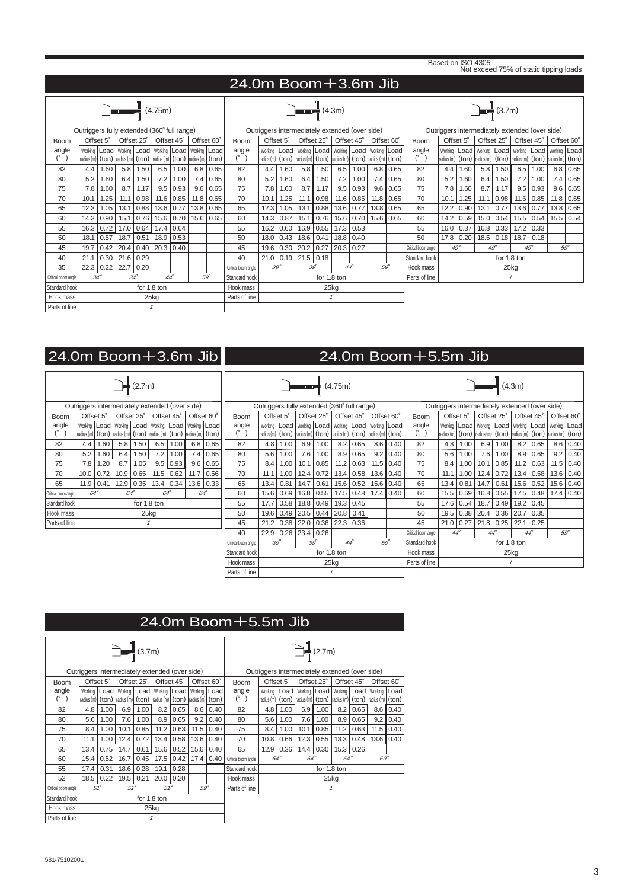Based on ISO 4305
Not exceed 75% of static tipping loads

## 24.0m Boom＋3.6m Jib

(4.75m)

Outriggers fully extended (360° full range)

| Boom angle (°) | Offset 5° Working radius (m) | Offset 5° Load (ton) | Offset 25° Working radius (m) | Offset 25° Load (ton) | Offset 45° Working radius (m) | Offset 45° Load (ton) | Offset 60° Working radius (m) | Offset 60° Load (ton) |
|---|---|---|---|---|---|---|---|---|
| 82 | 4.4 | 1.60 | 5.8 | 1.50 | 6.5 | 1.00 | 6.8 | 0.65 |
| 80 | 5.2 | 1.60 | 6.4 | 1.50 | 7.2 | 1.00 | 7.4 | 0.65 |
| 75 | 7.8 | 1.60 | 8.7 | 1.17 | 9.5 | 0.93 | 9.6 | 0.65 |
| 70 | 10.1 | 1.25 | 11.1 | 0.98 | 11.6 | 0.85 | 11.8 | 0.65 |
| 65 | 12.3 | 1.05 | 13.1 | 0.88 | 13.6 | 0.77 | 13.8 | 0.65 |
| 60 | 14.3 | 0.90 | 15.1 | 0.76 | 15.6 | 0.70 | 15.6 | 0.65 |
| 55 | 16.3 | 0.72 | 17.0 | 0.64 | 17.4 | 0.64 | | |
| 50 | 18.1 | 0.57 | 18.7 | 0.51 | 18.9 | 0.53 | | |
| 45 | 19.7 | 0.42 | 20.4 | 0.40 | 20.3 | 0.40 | | |
| 40 | 21.1 | 0.30 | 21.6 | 0.29 | | | | |
| 35 | 22.3 | 0.22 | 22.7 | 0.20 | | | | |
| Critical boom angle | 34° | | 34° | | 44° | | 59° | |
| Standard hook | for 1.8 ton | | | | | | | |
| Hook mass | 25kg | | | | | | | |
| Parts of line | 1 | | | | | | | |

(4.3m)

Outriggers intermediately extended (over side)

| Boom angle (°) | Offset 5° Working radius (m) | Offset 5° Load (ton) | Offset 25° Working radius (m) | Offset 25° Load (ton) | Offset 45° Working radius (m) | Offset 45° Load (ton) | Offset 60° Working radius (m) | Offset 60° Load (ton) |
|---|---|---|---|---|---|---|---|---|
| 82 | 4.4 | 1.60 | 5.8 | 1.50 | 6.5 | 1.00 | 6.8 | 0.65 |
| 80 | 5.2 | 1.60 | 6.4 | 1.50 | 7.2 | 1.00 | 7.4 | 0.65 |
| 75 | 7.8 | 1.60 | 8.7 | 1.17 | 9.5 | 0.93 | 9.6 | 0.65 |
| 70 | 10.1 | 1.25 | 11.1 | 0.98 | 11.6 | 0.85 | 11.8 | 0.65 |
| 65 | 12.3 | 1.05 | 13.1 | 0.88 | 13.6 | 0.77 | 13.8 | 0.65 |
| 60 | 14.3 | 0.87 | 15.1 | 0.76 | 15.6 | 0.70 | 15.6 | 0.65 |
| 55 | 16.2 | 0.60 | 16.9 | 0.55 | 17.3 | 0.53 | | |
| 50 | 18.0 | 0.43 | 18.6 | 0.41 | 18.8 | 0.40 | | |
| 45 | 19.6 | 0.30 | 20.2 | 0.27 | 20.3 | 0.27 | | |
| 40 | 21.0 | 0.19 | 21.5 | 0.18 | | | | |
| Critical boom angle | 39° | | 39° | | 44° | | 59° | |
| Standard hook | for 1.8 ton | | | | | | | |
| Hook mass | 25kg | | | | | | | |
| Parts of line | 1 | | | | | | | |

(3.7m)

Outriggers intermediately extended (over side)

| Boom angle (°) | Offset 5° Working radius (m) | Offset 5° Load (ton) | Offset 25° Working radius (m) | Offset 25° Load (ton) | Offset 45° Working radius (m) | Offset 45° Load (ton) | Offset 60° Working radius (m) | Offset 60° Load (ton) |
|---|---|---|---|---|---|---|---|---|
| 82 | 4.4 | 1.60 | 5.8 | 1.50 | 6.5 | 1.00 | 6.8 | 0.65 |
| 80 | 5.2 | 1.60 | 6.4 | 1.50 | 7.2 | 1.00 | 7.4 | 0.65 |
| 75 | 7.8 | 1.60 | 8.7 | 1.17 | 9.5 | 0.93 | 9.6 | 0.65 |
| 70 | 10.1 | 1.25 | 11.1 | 0.98 | 11.6 | 0.85 | 11.8 | 0.65 |
| 65 | 12.2 | 0.90 | 13.1 | 0.77 | 13.6 | 0.77 | 13.8 | 0.65 |
| 60 | 14.2 | 0.59 | 15.0 | 0.54 | 15.5 | 0.54 | 15.5 | 0.54 |
| 55 | 16.0 | 0.37 | 16.8 | 0.33 | 17.2 | 0.33 | | |
| 50 | 17.8 | 0.20 | 18.5 | 0.18 | 18.7 | 0.18 | | |
| Critical boom angle | 49° | | 49° | | 49° | | 59° | |
| Standard hook | for 1.8 ton | | | | | | | |
| Hook mass | 25kg | | | | | | | |
| Parts of line | 1 | | | | | | | |

## 24.0m Boom＋3.6m Jib

(2.7m)

Outriggers intermediately extended (over side)

| Boom angle (°) | Offset 5° Working radius (m) | Offset 5° Load (ton) | Offset 25° Working radius (m) | Offset 25° Load (ton) | Offset 45° Working radius (m) | Offset 45° Load (ton) | Offset 60° Working radius (m) | Offset 60° Load (ton) |
|---|---|---|---|---|---|---|---|---|
| 82 | 4.4 | 1.60 | 5.8 | 1.50 | 6.5 | 1.00 | 6.8 | 0.65 |
| 80 | 5.2 | 1.60 | 6.4 | 1.50 | 7.2 | 1.00 | 7.4 | 0.65 |
| 75 | 7.8 | 1.20 | 8.7 | 1.05 | 9.5 | 0.93 | 9.6 | 0.65 |
| 70 | 10.0 | 0.72 | 10.9 | 0.65 | 11.5 | 0.62 | 11.7 | 0.56 |
| 65 | 11.9 | 0.41 | 12.9 | 0.35 | 13.4 | 0.34 | 13.6 | 0.33 |
| Critical boom angle | 64° | | 64° | | 64° | | 64° | |
| Standard hook | for 1.8 ton | | | | | | | |
| Hook mass | 25kg | | | | | | | |
| Parts of line | 1 | | | | | | | |

## 24.0m Boom＋5.5m Jib

(4.75m)

Outriggers fully extended (360° full range)

| Boom angle (°) | Offset 5° Working radius (m) | Offset 5° Load (ton) | Offset 25° Working radius (m) | Offset 25° Load (ton) | Offset 45° Working radius (m) | Offset 45° Load (ton) | Offset 60° Working radius (m) | Offset 60° Load (ton) |
|---|---|---|---|---|---|---|---|---|
| 82 | 4.8 | 1.00 | 6.9 | 1.00 | 8.2 | 0.65 | 8.6 | 0.40 |
| 80 | 5.6 | 1.00 | 7.6 | 1.00 | 8.9 | 0.65 | 9.2 | 0.40 |
| 75 | 8.4 | 1.00 | 10.1 | 0.85 | 11.2 | 0.63 | 11.5 | 0.40 |
| 70 | 11.1 | 1.00 | 12.4 | 0.72 | 13.4 | 0.58 | 13.6 | 0.40 |
| 65 | 13.4 | 0.81 | 14.7 | 0.61 | 15.6 | 0.52 | 15.6 | 0.40 |
| 60 | 15.6 | 0.69 | 16.8 | 0.55 | 17.5 | 0.48 | 17.4 | 0.40 |
| 55 | 17.7 | 0.58 | 18.8 | 0.49 | 19.3 | 0.45 | | |
| 50 | 19.6 | 0.49 | 20.5 | 0.44 | 20.8 | 0.41 | | |
| 45 | 21.2 | 0.38 | 22.0 | 0.36 | 22.3 | 0.36 | | |
| 40 | 22.9 | 0.26 | 23.4 | 0.26 | | | | |
| Critical boom angle | 39° | | 39° | | 44° | | 59° | |
| Standard hook | for 1.8 ton | | | | | | | |
| Hook mass | 25kg | | | | | | | |
| Parts of line | 1 | | | | | | | |

(4.3m)

Outriggers intermediately extended (over side)

| Boom angle (°) | Offset 5° Working radius (m) | Offset 5° Load (ton) | Offset 25° Working radius (m) | Offset 25° Load (ton) | Offset 45° Working radius (m) | Offset 45° Load (ton) | Offset 60° Working radius (m) | Offset 60° Load (ton) |
|---|---|---|---|---|---|---|---|---|
| 82 | 4.8 | 1.00 | 6.9 | 1.00 | 8.2 | 0.65 | 8.6 | 0.40 |
| 80 | 5.6 | 1.00 | 7.6 | 1.00 | 8.9 | 0.65 | 9.2 | 0.40 |
| 75 | 8.4 | 1.00 | 10.1 | 0.85 | 11.2 | 0.63 | 11.5 | 0.40 |
| 70 | 11.1 | 1.00 | 12.4 | 0.72 | 13.4 | 0.58 | 13.6 | 0.40 |
| 65 | 13.4 | 0.81 | 14.7 | 0.61 | 15.6 | 0.52 | 15.6 | 0.40 |
| 60 | 15.5 | 0.69 | 16.8 | 0.55 | 17.5 | 0.48 | 17.4 | 0.40 |
| 55 | 17.6 | 0.54 | 18.7 | 0.49 | 19.2 | 0.45 | | |
| 50 | 19.5 | 0.38 | 20.4 | 0.36 | 20.7 | 0.35 | | |
| 45 | 21.0 | 0.27 | 21.8 | 0.25 | 22.1 | 0.25 | | |
| Critical boom angle | 44° | | 44° | | 44° | | 59° | |
| Standard hook | for 1.8 ton | | | | | | | |
| Hook mass | 25kg | | | | | | | |
| Parts of line | 1 | | | | | | | |

## 24.0m Boom＋5.5m Jib

(3.7m)

Outriggers intermediately extended (over side)

| Boom angle (°) | Offset 5° Working radius (m) | Offset 5° Load (ton) | Offset 25° Working radius (m) | Offset 25° Load (ton) | Offset 45° Working radius (m) | Offset 45° Load (ton) | Offset 60° Working radius (m) | Offset 60° Load (ton) |
|---|---|---|---|---|---|---|---|---|
| 82 | 4.8 | 1.00 | 6.9 | 1.00 | 8.2 | 0.65 | 8.6 | 0.40 |
| 80 | 5.6 | 1.00 | 7.6 | 1.00 | 8.9 | 0.65 | 9.2 | 0.40 |
| 75 | 8.4 | 1.00 | 10.1 | 0.85 | 11.2 | 0.63 | 11.5 | 0.40 |
| 70 | 11.1 | 1.00 | 12.4 | 0.72 | 13.4 | 0.58 | 13.6 | 0.40 |
| 65 | 13.4 | 0.75 | 14.7 | 0.61 | 15.6 | 0.52 | 15.6 | 0.40 |
| 60 | 15.4 | 0.52 | 16.7 | 0.45 | 17.5 | 0.42 | 17.4 | 0.40 |
| 55 | 17.4 | 0.31 | 18.6 | 0.28 | 19.1 | 0.28 | | |
| 52 | 18.5 | 0.22 | 19.5 | 0.21 | 20.0 | 0.20 | | |
| Critical boom angle | 51° | | 51° | | 51° | | 59° | |
| Standard hook | for 1.8 ton | | | | | | | |
| Hook mass | 25kg | | | | | | | |
| Parts of line | 1 | | | | | | | |

(2.7m)

Outriggers intermediately extended (over side)

| Boom angle (°) | Offset 5° Working radius (m) | Offset 5° Load (ton) | Offset 25° Working radius (m) | Offset 25° Load (ton) | Offset 45° Working radius (m) | Offset 45° Load (ton) | Offset 60° Working radius (m) | Offset 60° Load (ton) |
|---|---|---|---|---|---|---|---|---|
| 82 | 4.8 | 1.00 | 6.9 | 1.00 | 8.2 | 0.65 | 8.6 | 0.40 |
| 80 | 5.6 | 1.00 | 7.6 | 1.00 | 8.9 | 0.65 | 9.2 | 0.40 |
| 75 | 8.4 | 1.00 | 10.1 | 0.85 | 11.2 | 0.63 | 11.5 | 0.40 |
| 70 | 10.8 | 0.66 | 12.3 | 0.55 | 13.3 | 0.48 | 13.6 | 0.40 |
| 65 | 12.9 | 0.36 | 14.4 | 0.30 | 15.3 | 0.26 | | |
| Critical boom angle | 64° | | 64° | | 64° | | 69° | |
| Standard hook | for 1.8 ton | | | | | | | |
| Hook mass | 25kg | | | | | | | |
| Parts of line | 1 | | | | | | | |

581-75102001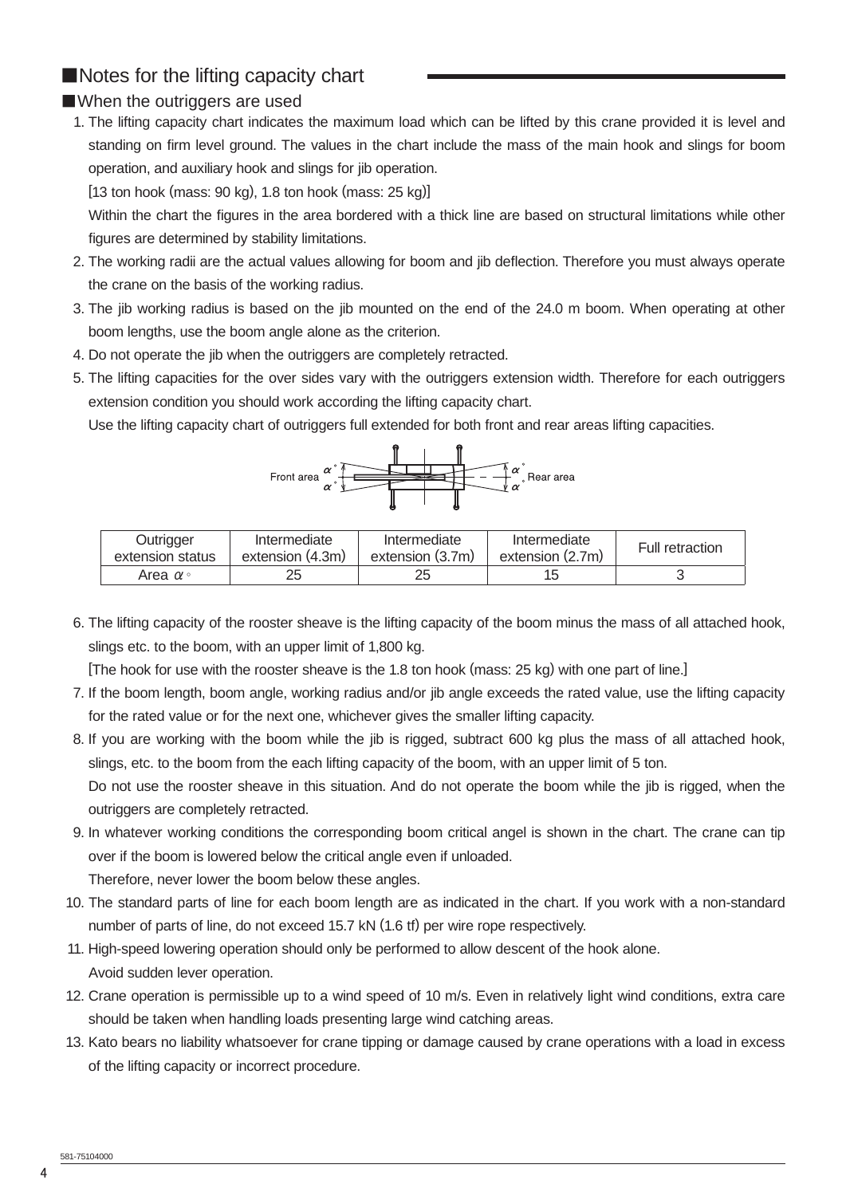## ■Notes for the lifting capacity chart

### ■When the outriggers are used

1. The lifting capacity chart indicates the maximum load which can be lifted by this crane provided it is level and standing on firm level ground. The values in the chart include the mass of the main hook and slings for boom operation, and auxiliary hook and slings for jib operation.

   [13 ton hook (mass: 90 kg), 1.8 ton hook (mass: 25 kg)]

   Within the chart the figures in the area bordered with a thick line are based on structural limitations while other figures are determined by stability limitations.
2. The working radii are the actual values allowing for boom and jib deflection. Therefore you must always operate the crane on the basis of the working radius.
3. The jib working radius is based on the jib mounted on the end of the 24.0 m boom. When operating at other boom lengths, use the boom angle alone as the criterion.
4. Do not operate the jib when the outriggers are completely retracted.
5. The lifting capacities for the over sides vary with the outriggers extension width. Therefore for each outriggers extension condition you should work according the lifting capacity chart.

   Use the lifting capacity chart of outriggers full extended for both front and rear areas lifting capacities.

Front area $\alpha°$ $\alpha°$ — $\alpha°$ $\alpha°$ Rear area

| Outrigger extension status | Intermediate extension (4.3m) | Intermediate extension (3.7m) | Intermediate extension (2.7m) | Full retraction |
|---|---|---|---|---|
| Area $\alpha°$ | 25 | 25 | 15 | 3 |

6. The lifting capacity of the rooster sheave is the lifting capacity of the boom minus the mass of all attached hook, slings etc. to the boom, with an upper limit of 1,800 kg.

   [The hook for use with the rooster sheave is the 1.8 ton hook (mass: 25 kg) with one part of line.]
7. If the boom length, boom angle, working radius and/or jib angle exceeds the rated value, use the lifting capacity for the rated value or for the next one, whichever gives the smaller lifting capacity.
8. If you are working with the boom while the jib is rigged, subtract 600 kg plus the mass of all attached hook, slings, etc. to the boom from the each lifting capacity of the boom, with an upper limit of 5 ton.

   Do not use the rooster sheave in this situation. And do not operate the boom while the jib is rigged, when the outriggers are completely retracted.
9. In whatever working conditions the corresponding boom critical angel is shown in the chart. The crane can tip over if the boom is lowered below the critical angle even if unloaded.

   Therefore, never lower the boom below these angles.
10. The standard parts of line for each boom length are as indicated in the chart. If you work with a non-standard number of parts of line, do not exceed 15.7 kN (1.6 tf) per wire rope respectively.
11. High-speed lowering operation should only be performed to allow descent of the hook alone.

    Avoid sudden lever operation.
12. Crane operation is permissible up to a wind speed of 10 m/s. Even in relatively light wind conditions, extra care should be taken when handling loads presenting large wind catching areas.
13. Kato bears no liability whatsoever for crane tipping or damage caused by crane operations with a load in excess of the lifting capacity or incorrect procedure.

581-75104000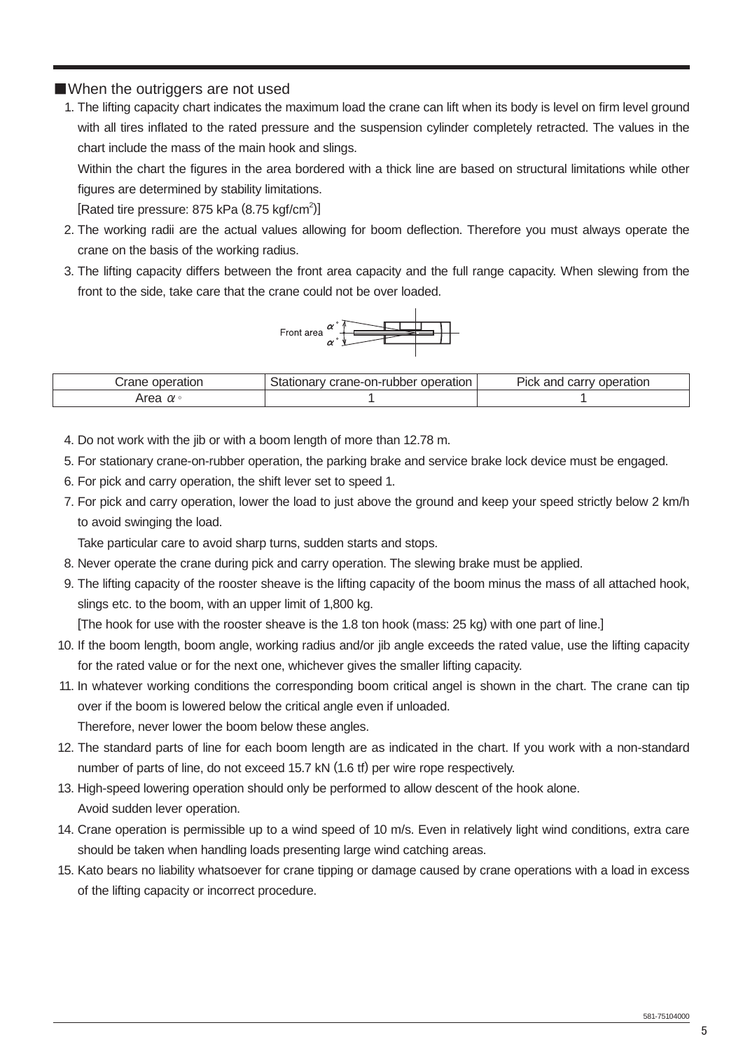## ■When the outriggers are not used

1. The lifting capacity chart indicates the maximum load the crane can lift when its body is level on firm level ground with all tires inflated to the rated pressure and the suspension cylinder completely retracted. The values in the chart include the mass of the main hook and slings.

   Within the chart the figures in the area bordered with a thick line are based on structural limitations while other figures are determined by stability limitations.

   [Rated tire pressure: 875 kPa (8.75 kgf/cm$^2$)]

2. The working radii are the actual values allowing for boom deflection. Therefore you must always operate the crane on the basis of the working radius.

3. The lifting capacity differs between the front area capacity and the full range capacity. When slewing from the front to the side, take care that the crane could not be over loaded.

Front area $\alpha^\circ$ $\alpha^\circ$

| Crane operation | Stationary crane-on-rubber operation | Pick and carry operation |
|---|---|---|
| Area $\alpha^\circ$ | 1 | 1 |

4. Do not work with the jib or with a boom length of more than 12.78 m.
5. For stationary crane-on-rubber operation, the parking brake and service brake lock device must be engaged.
6. For pick and carry operation, the shift lever set to speed 1.
7. For pick and carry operation, lower the load to just above the ground and keep your speed strictly below 2 km/h to avoid swinging the load.

   Take particular care to avoid sharp turns, sudden starts and stops.

8. Never operate the crane during pick and carry operation. The slewing brake must be applied.
9. The lifting capacity of the rooster sheave is the lifting capacity of the boom minus the mass of all attached hook, slings etc. to the boom, with an upper limit of 1,800 kg.

   [The hook for use with the rooster sheave is the 1.8 ton hook (mass: 25 kg) with one part of line.]

10. If the boom length, boom angle, working radius and/or jib angle exceeds the rated value, use the lifting capacity for the rated value or for the next one, whichever gives the smaller lifting capacity.
11. In whatever working conditions the corresponding boom critical angel is shown in the chart. The crane can tip over if the boom is lowered below the critical angle even if unloaded.

    Therefore, never lower the boom below these angles.

12. The standard parts of line for each boom length are as indicated in the chart. If you work with a non-standard number of parts of line, do not exceed 15.7 kN (1.6 tf) per wire rope respectively.
13. High-speed lowering operation should only be performed to allow descent of the hook alone.

    Avoid sudden lever operation.

14. Crane operation is permissible up to a wind speed of 10 m/s. Even in relatively light wind conditions, extra care should be taken when handling loads presenting large wind catching areas.
15. Kato bears no liability whatsoever for crane tipping or damage caused by crane operations with a load in excess of the lifting capacity or incorrect procedure.

581-75104000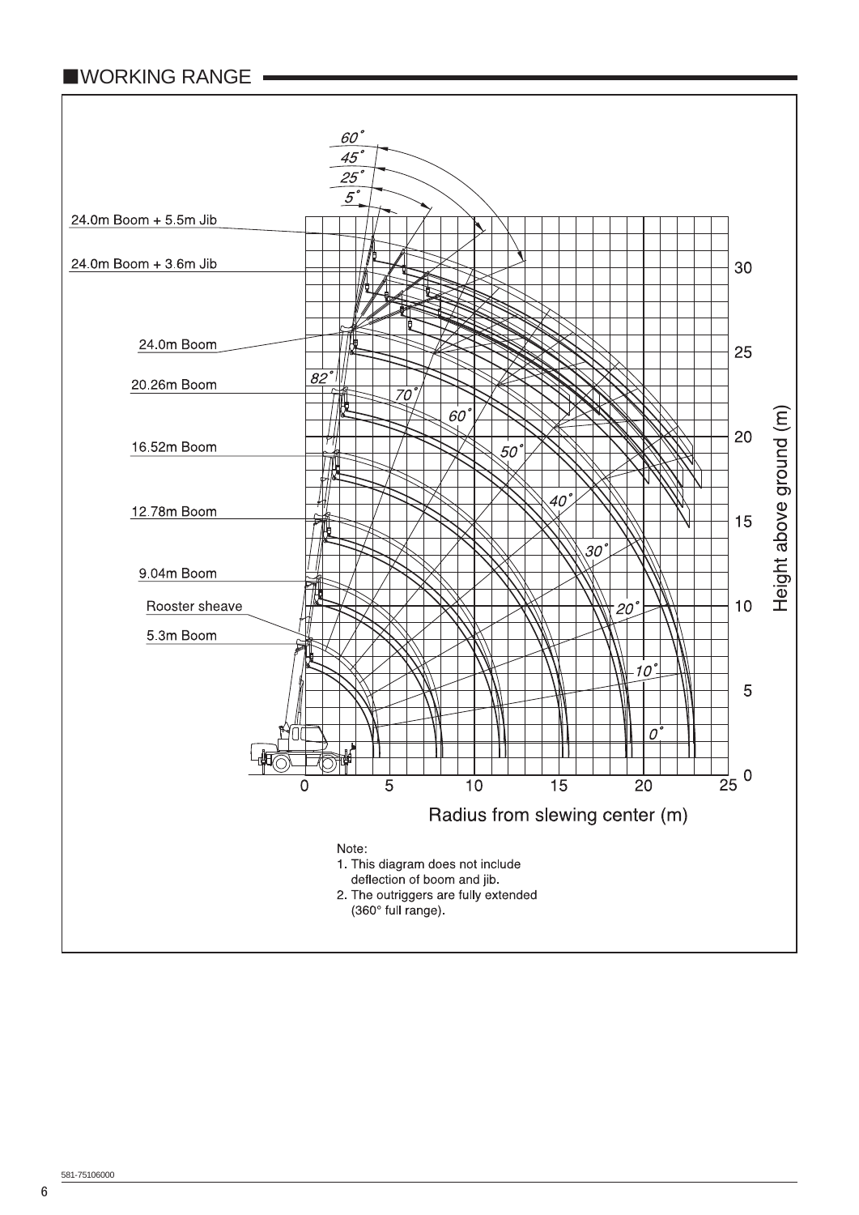## ■WORKING RANGE

24.0m Boom + 5.5m Jib

24.0m Boom + 3.6m Jib

24.0m Boom

20.26m Boom

16.52m Boom

12.78m Boom

9.04m Boom

Rooster sheave

5.3m Boom

60°
45°
25°
5°

82°
70°
60°
50°
40°
30°
20°
10°
0°

Height above ground (m): 0, 5, 10, 15, 20, 25, 30

Radius from slewing center (m): 0, 5, 10, 15, 20, 25

Note:

1. This diagram does not include deflection of boom and jib.
2. The outriggers are fully extended (360° full range).

581-75106000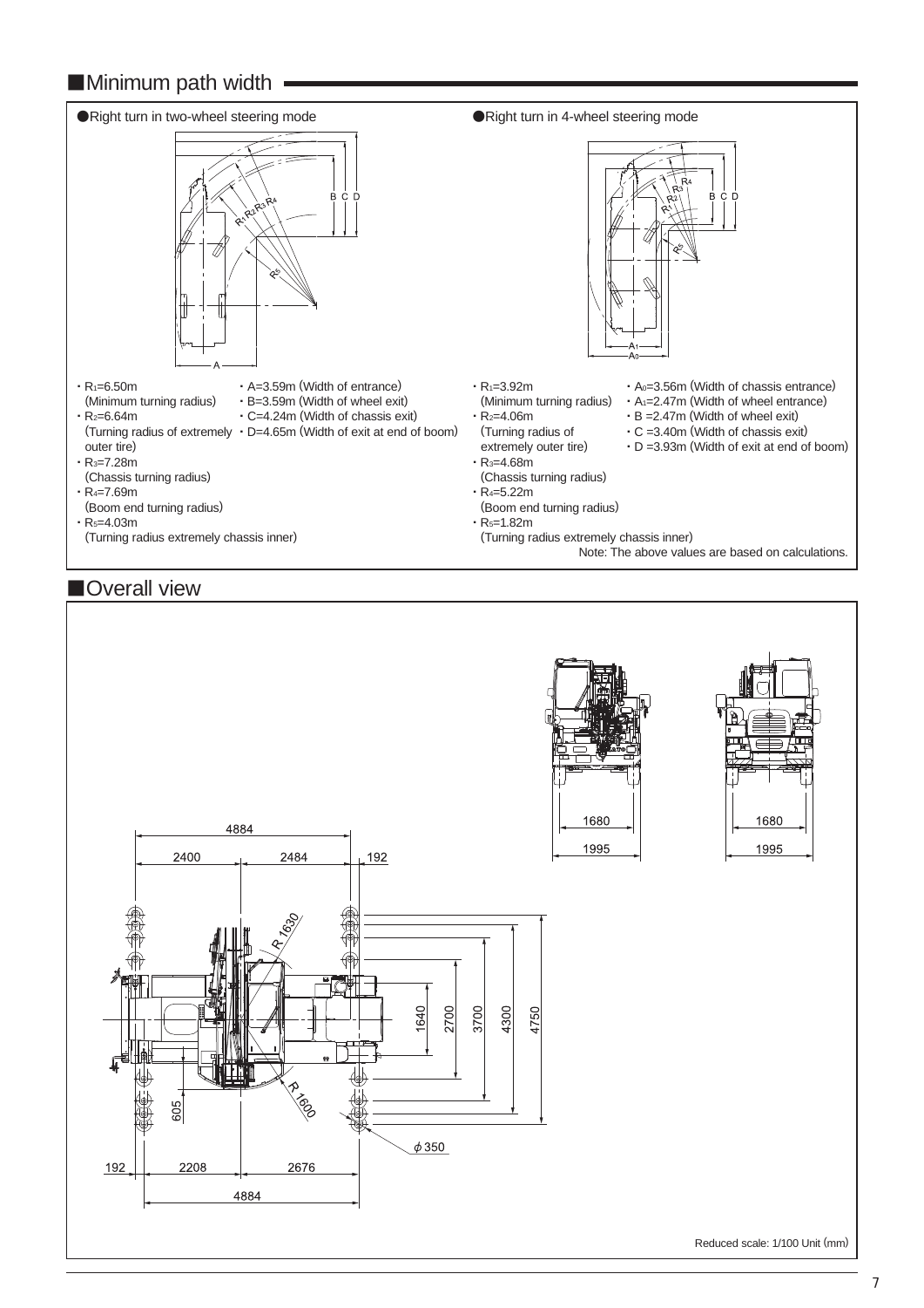## Minimum path width

● Right turn in two-wheel steering mode

- $R_1$=6.50m (Minimum turning radius)
- $R_2$=6.64m (Turning radius of extremely outer tire)
- $R_3$=7.28m (Chassis turning radius)
- $R_4$=7.69m (Boom end turning radius)
- $R_5$=4.03m (Turning radius extremely chassis inner)

- A=3.59m (Width of entrance)
- B=3.59m (Width of wheel exit)
- C=4.24m (Width of chassis exit)
- D=4.65m (Width of exit at end of boom)

● Right turn in 4-wheel steering mode

- $R_1$=3.92m (Minimum turning radius)
- $R_2$=4.06m (Turning radius of extremely outer tire)
- $R_3$=4.68m (Chassis turning radius)
- $R_4$=5.22m (Boom end turning radius)
- $R_5$=1.82m (Turning radius extremely chassis inner)

- $A_0$=3.56m (Width of chassis entrance)
- $A_1$=2.47m (Width of wheel entrance)
- B =2.47m (Width of wheel exit)
- C =3.40m (Width of chassis exit)
- D =3.93m (Width of exit at end of boom)

Note: The above values are based on calculations.

## Overall view

Reduced scale: 1/100 Unit (mm)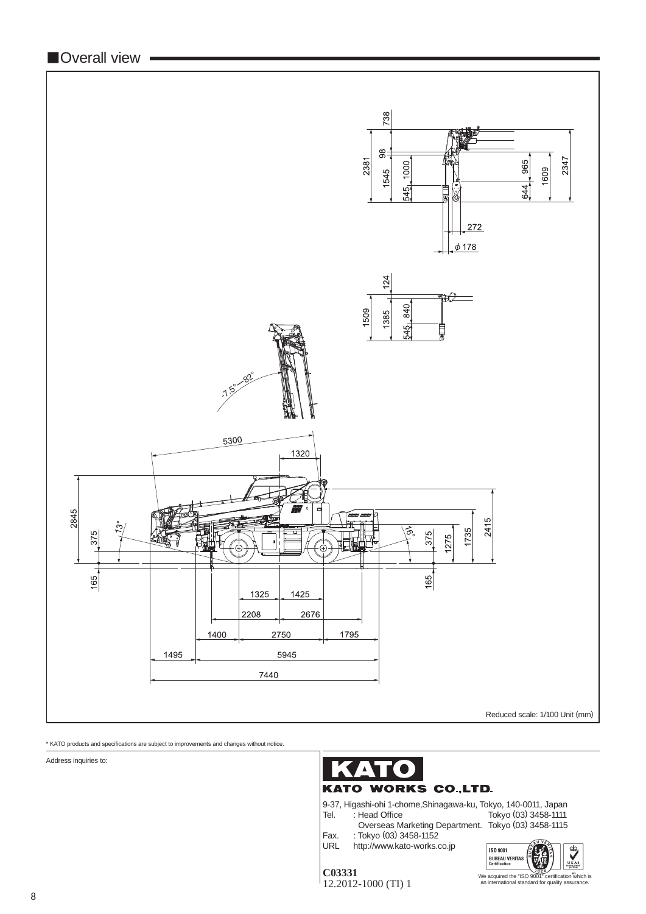## ■Overall view

738
98
2381
1545
1000
545
965
2347
1609
644
272
$\phi$178

124
1509
1385
840
545

-7.5°~82°

5300
1320
2845
375
13°
16°
375
1275
1735
2415
165
165
1325
1425
2208
2676
1400
2750
1795
1495
5945
7440

Reduced scale: 1/100 Unit (mm)

* KATO products and specifications are subject to improvements and changes without notice.

Address inquiries to:

**KATO**

**KATO WORKS CO.,LTD.**

9-37, Higashi-ohi 1-chome,Shinagawa-ku, Tokyo, 140-0011, Japan

Tel. : Head Office Tokyo (03) 3458-1111

Overseas Marketing Department. Tokyo (03) 3458-1115

Fax. : Tokyo (03) 3458-1152

URL http://www.kato-works.co.jp

ISO 9001 BUREAU VERITAS Certification

We acquired the "ISO 9001" certification which is an international standard for quality assurance.

**C03331**

12.2012-1000 (TI) 1